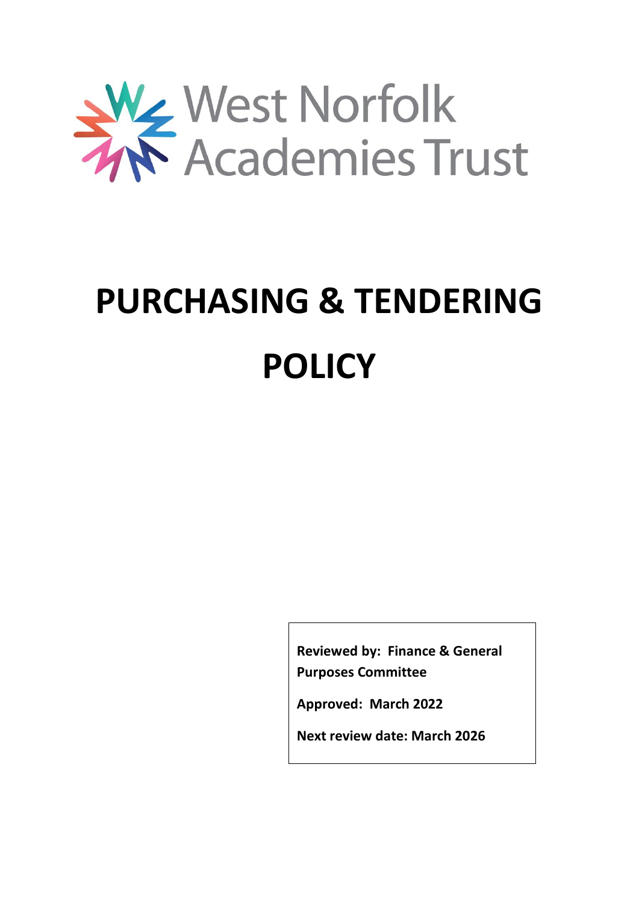West Norfolk Academies Trust

# PURCHASING & TENDERING POLICY

**Reviewed by: Finance & General Purposes Committee**

**Approved: March 2022**

**Next review date: March 2026**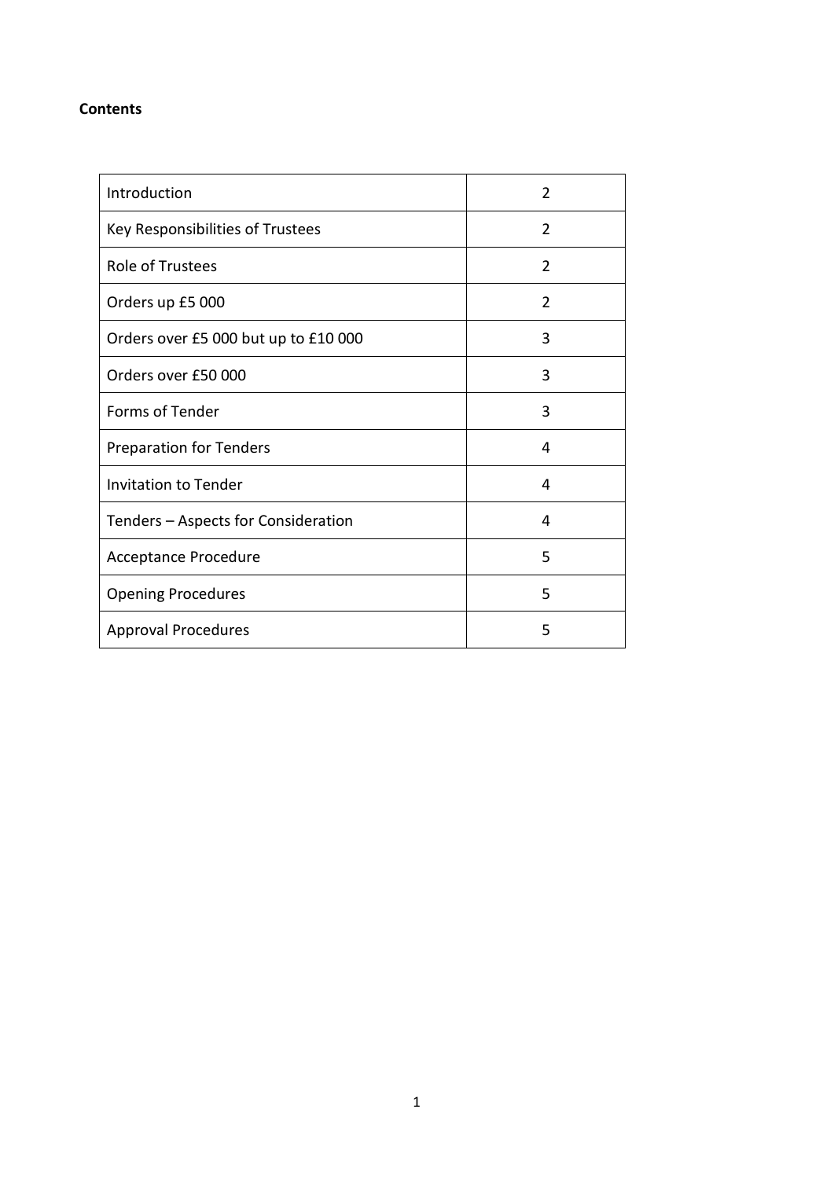**Contents**

| Introduction | 2 |
|---|---|
| Key Responsibilities of Trustees | 2 |
| Role of Trustees | 2 |
| Orders up £5 000 | 2 |
| Orders over £5 000 but up to £10 000 | 3 |
| Orders over £50 000 | 3 |
| Forms of Tender | 3 |
| Preparation for Tenders | 4 |
| Invitation to Tender | 4 |
| Tenders – Aspects for Consideration | 4 |
| Acceptance Procedure | 5 |
| Opening Procedures | 5 |
| Approval Procedures | 5 |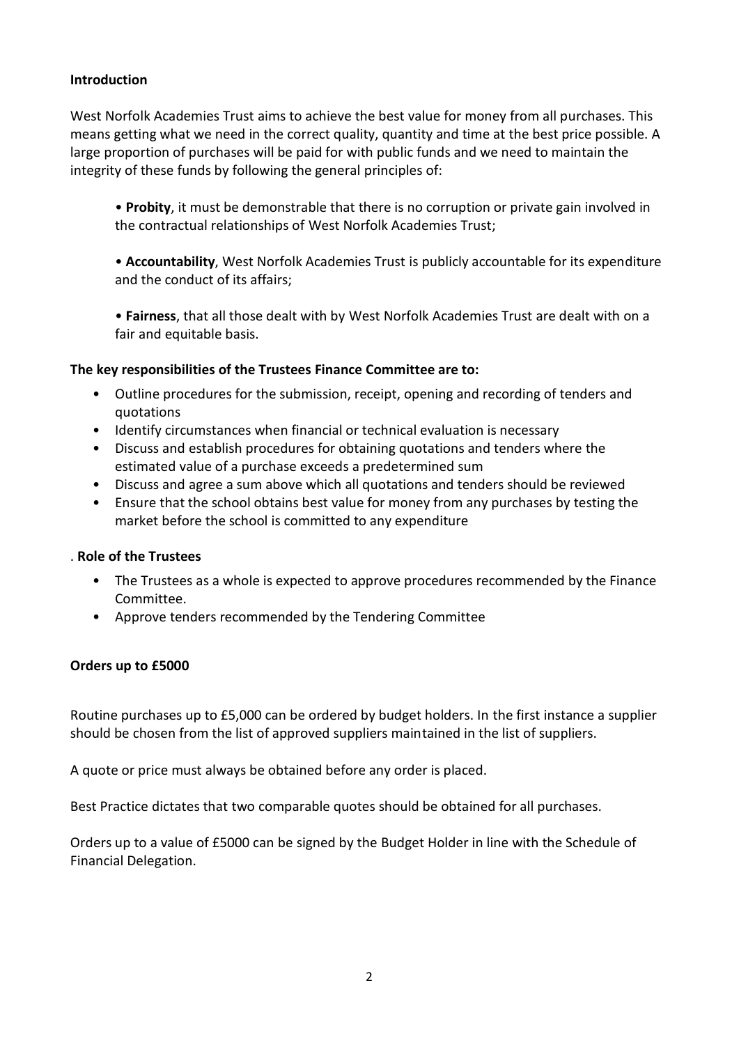**Introduction**

West Norfolk Academies Trust aims to achieve the best value for money from all purchases. This means getting what we need in the correct quality, quantity and time at the best price possible. A large proportion of purchases will be paid for with public funds and we need to maintain the integrity of these funds by following the general principles of:

• **Probity**, it must be demonstrable that there is no corruption or private gain involved in the contractual relationships of West Norfolk Academies Trust;

• **Accountability**, West Norfolk Academies Trust is publicly accountable for its expenditure and the conduct of its affairs;

• **Fairness**, that all those dealt with by West Norfolk Academies Trust are dealt with on a fair and equitable basis.

**The key responsibilities of the Trustees Finance Committee are to:**

- Outline procedures for the submission, receipt, opening and recording of tenders and quotations
- Identify circumstances when financial or technical evaluation is necessary
- Discuss and establish procedures for obtaining quotations and tenders where the estimated value of a purchase exceeds a predetermined sum
- Discuss and agree a sum above which all quotations and tenders should be reviewed
- Ensure that the school obtains best value for money from any purchases by testing the market before the school is committed to any expenditure

. **Role of the Trustees**

- The Trustees as a whole is expected to approve procedures recommended by the Finance Committee.
- Approve tenders recommended by the Tendering Committee

**Orders up to £5000**

Routine purchases up to £5,000 can be ordered by budget holders. In the first instance a supplier should be chosen from the list of approved suppliers maintained in the list of suppliers.

A quote or price must always be obtained before any order is placed.

Best Practice dictates that two comparable quotes should be obtained for all purchases.

Orders up to a value of £5000 can be signed by the Budget Holder in line with the Schedule of Financial Delegation.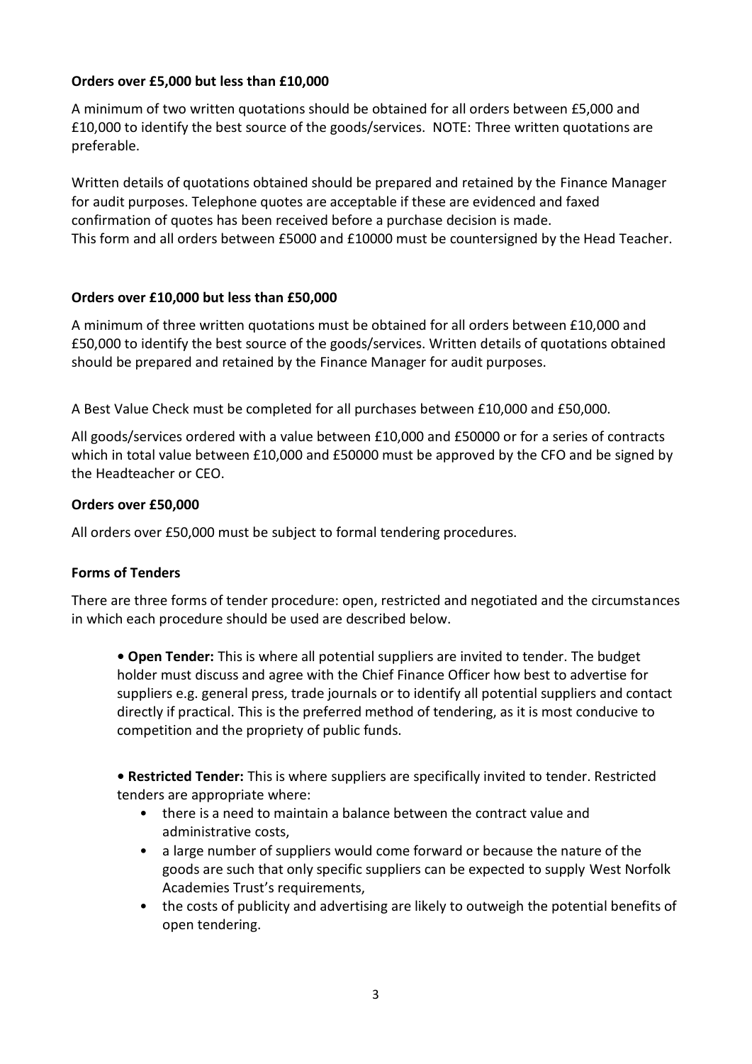**Orders over £5,000 but less than £10,000**

A minimum of two written quotations should be obtained for all orders between £5,000 and £10,000 to identify the best source of the goods/services. NOTE: Three written quotations are preferable.

Written details of quotations obtained should be prepared and retained by the Finance Manager for audit purposes. Telephone quotes are acceptable if these are evidenced and faxed confirmation of quotes has been received before a purchase decision is made.
This form and all orders between £5000 and £10000 must be countersigned by the Head Teacher.

**Orders over £10,000 but less than £50,000**

A minimum of three written quotations must be obtained for all orders between £10,000 and £50,000 to identify the best source of the goods/services. Written details of quotations obtained should be prepared and retained by the Finance Manager for audit purposes.

A Best Value Check must be completed for all purchases between £10,000 and £50,000.

All goods/services ordered with a value between £10,000 and £50000 or for a series of contracts which in total value between £10,000 and £50000 must be approved by the CFO and be signed by the Headteacher or CEO.

**Orders over £50,000**

All orders over £50,000 must be subject to formal tendering procedures.

**Forms of Tenders**

There are three forms of tender procedure: open, restricted and negotiated and the circumstances in which each procedure should be used are described below.

- **Open Tender:** This is where all potential suppliers are invited to tender. The budget holder must discuss and agree with the Chief Finance Officer how best to advertise for suppliers e.g. general press, trade journals or to identify all potential suppliers and contact directly if practical. This is the preferred method of tendering, as it is most conducive to competition and the propriety of public funds.

- **Restricted Tender:** This is where suppliers are specifically invited to tender. Restricted tenders are appropriate where:
  - there is a need to maintain a balance between the contract value and administrative costs,
  - a large number of suppliers would come forward or because the nature of the goods are such that only specific suppliers can be expected to supply West Norfolk Academies Trust's requirements,
  - the costs of publicity and advertising are likely to outweigh the potential benefits of open tendering.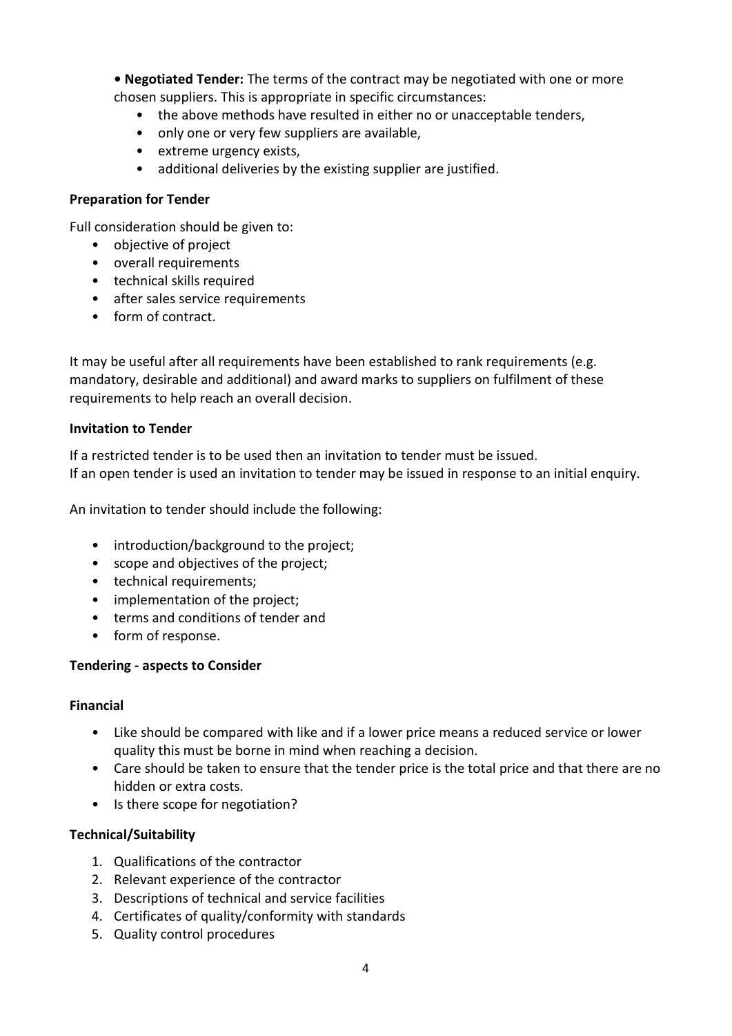- **Negotiated Tender:** The terms of the contract may be negotiated with one or more chosen suppliers. This is appropriate in specific circumstances:
    - the above methods have resulted in either no or unacceptable tenders,
    - only one or very few suppliers are available,
    - extreme urgency exists,
    - additional deliveries by the existing supplier are justified.

**Preparation for Tender**

Full consideration should be given to:

- objective of project
- overall requirements
- technical skills required
- after sales service requirements
- form of contract.

It may be useful after all requirements have been established to rank requirements (e.g. mandatory, desirable and additional) and award marks to suppliers on fulfilment of these requirements to help reach an overall decision.

**Invitation to Tender**

If a restricted tender is to be used then an invitation to tender must be issued.
If an open tender is used an invitation to tender may be issued in response to an initial enquiry.

An invitation to tender should include the following:

- introduction/background to the project;
- scope and objectives of the project;
- technical requirements;
- implementation of the project;
- terms and conditions of tender and
- form of response.

**Tendering - aspects to Consider**

**Financial**

- Like should be compared with like and if a lower price means a reduced service or lower quality this must be borne in mind when reaching a decision.
- Care should be taken to ensure that the tender price is the total price and that there are no hidden or extra costs.
- Is there scope for negotiation?

**Technical/Suitability**

1. Qualifications of the contractor
2. Relevant experience of the contractor
3. Descriptions of technical and service facilities
4. Certificates of quality/conformity with standards
5. Quality control procedures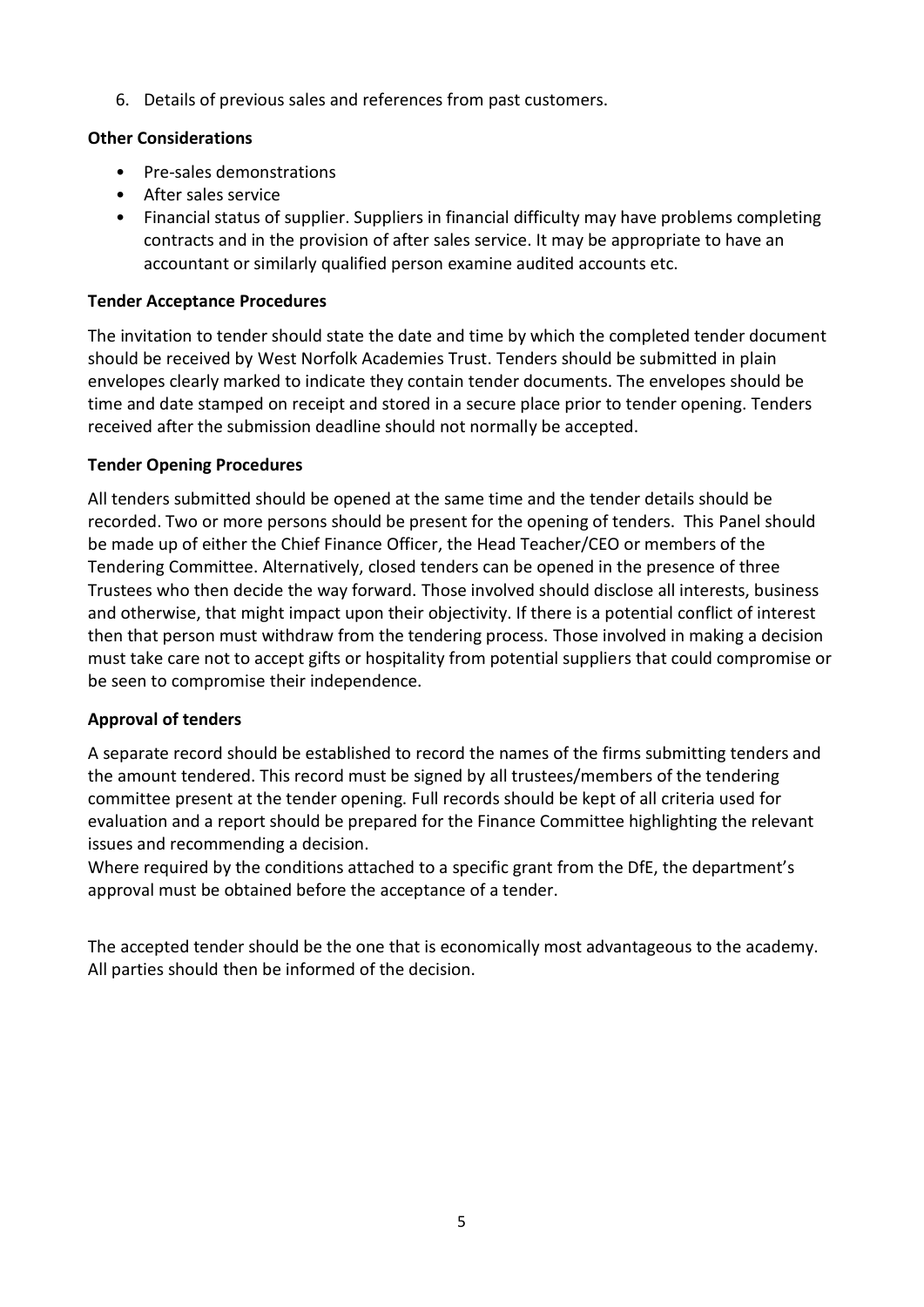6. Details of previous sales and references from past customers.

**Other Considerations**

- Pre-sales demonstrations
- After sales service
- Financial status of supplier. Suppliers in financial difficulty may have problems completing contracts and in the provision of after sales service. It may be appropriate to have an accountant or similarly qualified person examine audited accounts etc.

**Tender Acceptance Procedures**

The invitation to tender should state the date and time by which the completed tender document should be received by West Norfolk Academies Trust. Tenders should be submitted in plain envelopes clearly marked to indicate they contain tender documents. The envelopes should be time and date stamped on receipt and stored in a secure place prior to tender opening. Tenders received after the submission deadline should not normally be accepted.

**Tender Opening Procedures**

All tenders submitted should be opened at the same time and the tender details should be recorded. Two or more persons should be present for the opening of tenders. This Panel should be made up of either the Chief Finance Officer, the Head Teacher/CEO or members of the Tendering Committee. Alternatively, closed tenders can be opened in the presence of three Trustees who then decide the way forward. Those involved should disclose all interests, business and otherwise, that might impact upon their objectivity. If there is a potential conflict of interest then that person must withdraw from the tendering process. Those involved in making a decision must take care not to accept gifts or hospitality from potential suppliers that could compromise or be seen to compromise their independence.

**Approval of tenders**

A separate record should be established to record the names of the firms submitting tenders and the amount tendered. This record must be signed by all trustees/members of the tendering committee present at the tender opening. Full records should be kept of all criteria used for evaluation and a report should be prepared for the Finance Committee highlighting the relevant issues and recommending a decision.
Where required by the conditions attached to a specific grant from the DfE, the department's approval must be obtained before the acceptance of a tender.

The accepted tender should be the one that is economically most advantageous to the academy. All parties should then be informed of the decision.